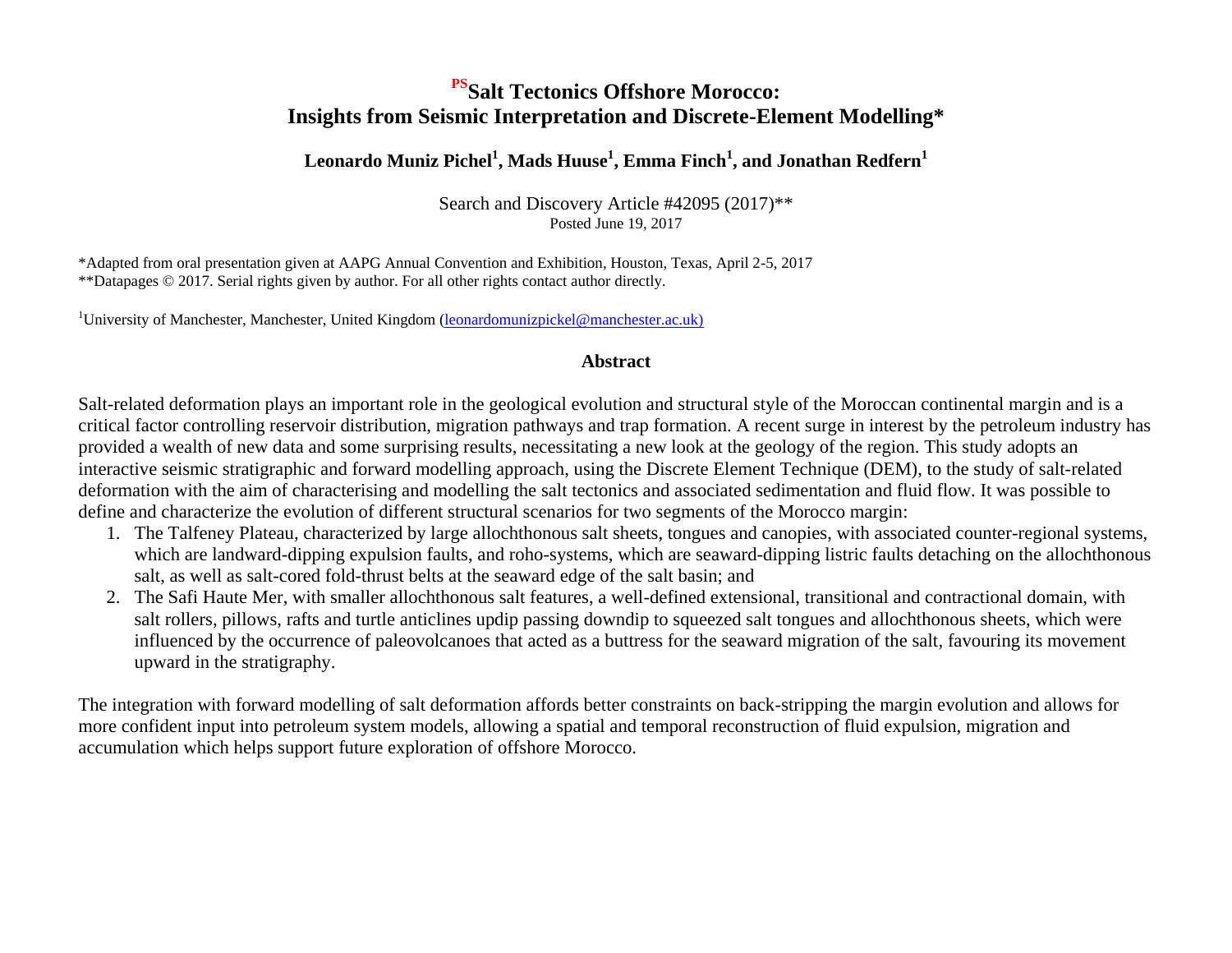# [PS]Salt Tectonics Offshore Morocco: Insights from Seismic Interpretation and Discrete-Element Modelling*

**Leonardo Muniz Pichel[1], Mads Huuse[1], Emma Finch[1], and Jonathan Redfern[1]**

Search and Discovery Article #42095 (2017)**
Posted June 19, 2017

*Adapted from oral presentation given at AAPG Annual Convention and Exhibition, Houston, Texas, April 2-5, 2017
**Datapages © 2017. Serial rights given by author. For all other rights contact author directly.

[1]University of Manchester, Manchester, United Kingdom (leonardomunizpichel@manchester.ac.uk)

## Abstract

Salt-related deformation plays an important role in the geological evolution and structural style of the Moroccan continental margin and is a critical factor controlling reservoir distribution, migration pathways and trap formation. A recent surge in interest by the petroleum industry has provided a wealth of new data and some surprising results, necessitating a new look at the geology of the region. This study adopts an interactive seismic stratigraphic and forward modelling approach, using the Discrete Element Technique (DEM), to the study of salt-related deformation with the aim of characterising and modelling the salt tectonics and associated sedimentation and fluid flow. It was possible to define and characterize the evolution of different structural scenarios for two segments of the Morocco margin:

1. The Talfeney Plateau, characterized by large allochthonous salt sheets, tongues and canopies, with associated counter-regional systems, which are landward-dipping expulsion faults, and roho-systems, which are seaward-dipping listric faults detaching on the allochthonous salt, as well as salt-cored fold-thrust belts at the seaward edge of the salt basin; and
2. The Safi Haute Mer, with smaller allochthonous salt features, a well-defined extensional, transitional and contractional domain, with salt rollers, pillows, rafts and turtle anticlines updip passing downdip to squeezed salt tongues and allochthonous sheets, which were influenced by the occurrence of paleovolcanoes that acted as a buttress for the seaward migration of the salt, favouring its movement upward in the stratigraphy.

The integration with forward modelling of salt deformation affords better constraints on back-stripping the margin evolution and allows for more confident input into petroleum system models, allowing a spatial and temporal reconstruction of fluid expulsion, migration and accumulation which helps support future exploration of offshore Morocco.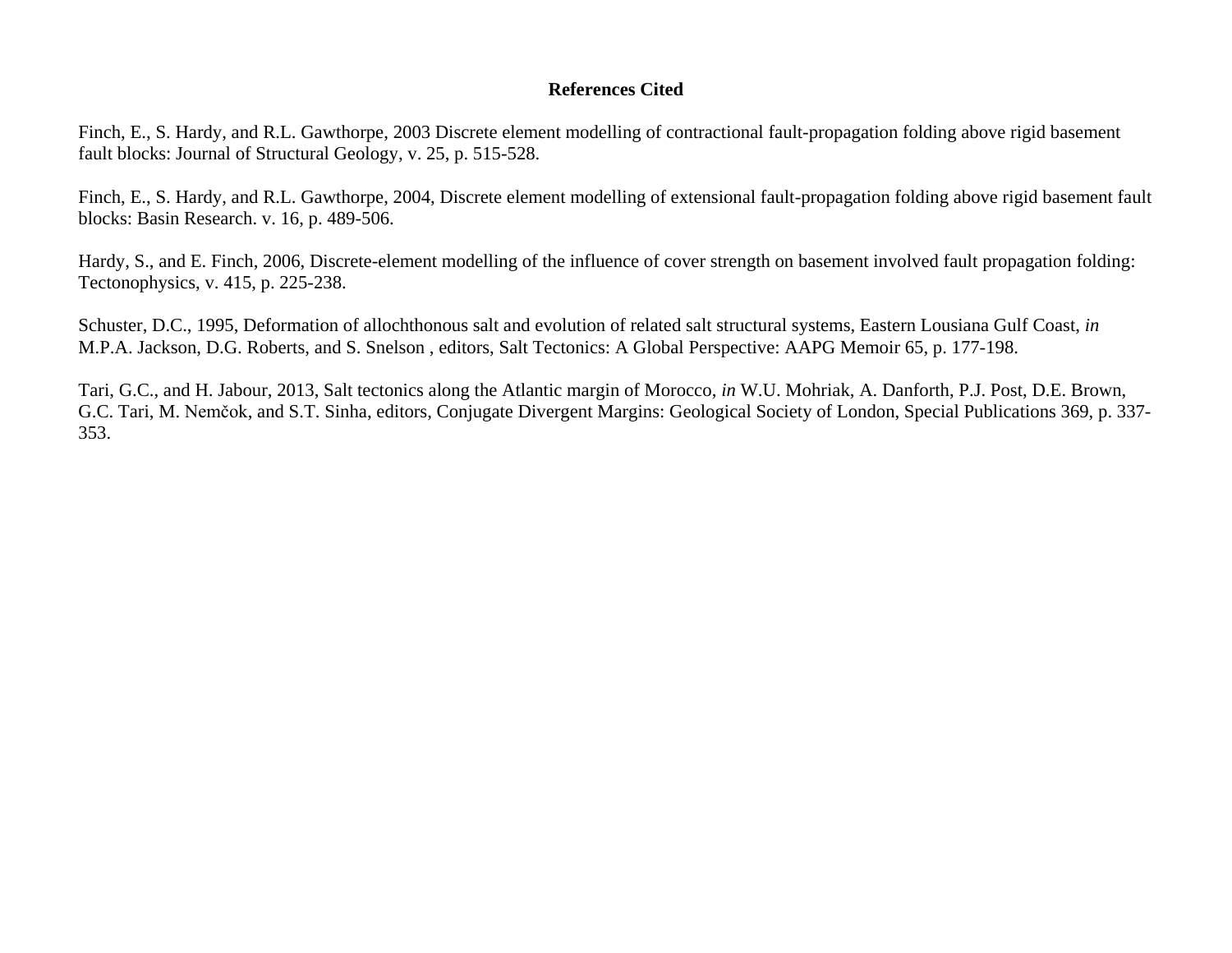**References Cited**

Finch, E., S. Hardy, and R.L. Gawthorpe, 2003 Discrete element modelling of contractional fault-propagation folding above rigid basement fault blocks: Journal of Structural Geology, v. 25, p. 515-528.

Finch, E., S. Hardy, and R.L. Gawthorpe, 2004, Discrete element modelling of extensional fault-propagation folding above rigid basement fault blocks: Basin Research. v. 16, p. 489-506.

Hardy, S., and E. Finch, 2006, Discrete-element modelling of the influence of cover strength on basement involved fault propagation folding: Tectonophysics, v. 415, p. 225-238.

Schuster, D.C., 1995, Deformation of allochthonous salt and evolution of related salt structural systems, Eastern Lousiana Gulf Coast, *in* M.P.A. Jackson, D.G. Roberts, and S. Snelson , editors, Salt Tectonics: A Global Perspective: AAPG Memoir 65, p. 177-198.

Tari, G.C., and H. Jabour, 2013, Salt tectonics along the Atlantic margin of Morocco, *in* W.U. Mohriak, A. Danforth, P.J. Post, D.E. Brown, G.C. Tari, M. Nemčok, and S.T. Sinha, editors, Conjugate Divergent Margins: Geological Society of London, Special Publications 369, p. 337-353.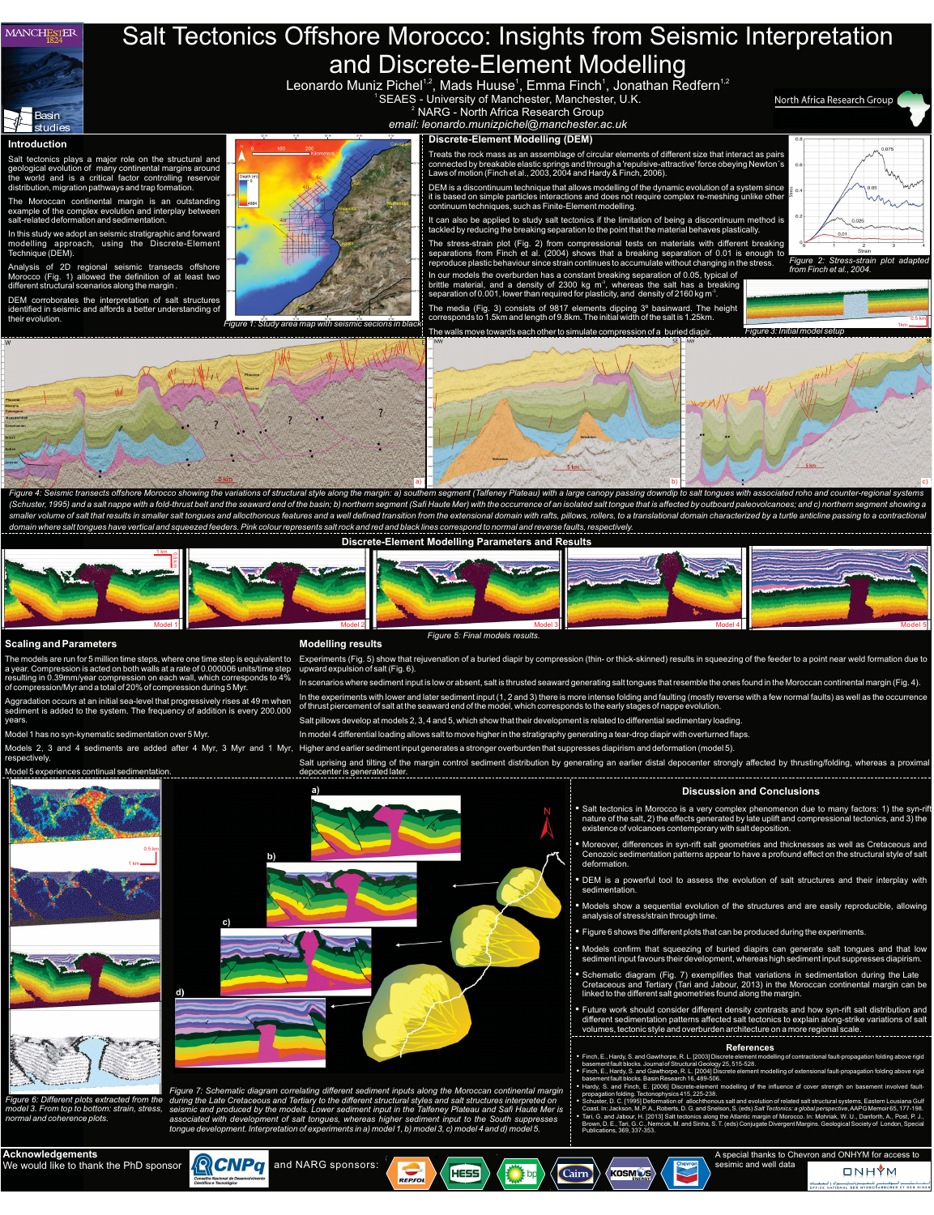# Salt Tectonics Offshore Morocco: Insights from Seismic Interpretation and Discrete-Element Modelling

Leonardo Muniz Pichel[1,2], Mads Huuse[1], Emma Finch[1], Jonathan Redfern[1,2]

[1] SEAES - University of Manchester, Manchester, U.K.
[2] NARG - North Africa Research Group

email: leonardo.munizpichel@manchester.ac.uk

## Introduction

Salt tectonics plays a major role on the structural and geological evolution of many continental margins around the world and is a critical factor controlling reservoir distribution, migration pathways and trap formation.

The Moroccan continental margin is an outstanding example of the complex evolution and interplay between salt-related deformation and sedimentation.

In this study we adopt an integrated stratigraphic and forward modelling approach, using the Discrete-Element Technique (DEM).

Analysis of 2D regional seismic transects offshore Morocco (Fig. 1) allowed the definition of at least two different structural scenarios along the margin.

DEM corroborates the interpretation of salt structures identified in seismic and affords a better understanding of their evolution.

Figure 1: Study area map with seismic secions in black

## Discrete-Element Modelling (DEM)

Treats the rock mass as an assemblage of circular elements of different size that interact as pairs connected by breakable elastic springs and through a 'repulsive-attractive' force obeying Newton's Laws of motion (Finch et al., 2003, 2004 and Hardy & Finch, 2006).

DEM is a discontinuous technique that allows modelling of the dynamic evolution of a system since it is based on simple particles interactions and does not require complex re-meshing unlike other continuum techniques, such as Finite-Element modelling.

It can also be applied to study salt tectonics if the limitation of being a discontinuum method is tackled by reducing the breaking separation to the point that the material behaves plastically.

The stress-strain plot (Fig. 2) from compressional tests on materials with different breaking separations from Finch et al. (2004) shows that a breaking separation of 0.01 is enough to reproduce plastic behaviour since strain continues to accumulate without changing in the stress.

In our models the overburden has a constant breaking separation of 0.05, typical of brittle material, and a density of 2300 kg m$^{-3}$, whereas the salt has a breaking separation of 0.001, lower than required for plasticity, and density of 2160 kg m$^{-3}$.

The media (Fig. 3) consists of 9817 elements dipping 3° basinward. The height corresponds to 1.5km and length of 9.8km. The initial width of the salt is 1.25km.

The walls move towards each other to simulate compression of a buried diapir.

Figure 2: Stress-strain plot adapted from Finch et al., 2004.

Figure 3: Initial model setup

Figure 4: Seismic transects offshore Morocco showing the variations of structural style along the margin: a) southern segment (Tafleney Plateau) with a large canopy passing downdip to salt tongues with associated roho and counter-regional systems (Schuster, 1995) and a salt nappe with a fold-thrust belt and the seaward end of the basin; b) northern segment (Safi Haute Mer) with the occurrence of an isolated salt tongue that is affected by outboard paleovolcanoes; and c) northern segment showing a smaller volume of salt that results in smaller salt tongues and allochthonous features and a well defined transition from the extensional domain with rafts, pillows, rollers, to a translational domain characterized by a turtle anticline passing to a contractional domain where salt tongues have vertical and squeezed feeders. Pink colour represents salt rock and red and black lines correspond to normal and reverse faults, respectively.

## Discrete-Element Modelling Parameters and Results

Figure 5: Final models results.

### Scaling and Parameters

The models are run for 5 million time steps, where one time step is equivalent to a year. Compression is acted on both walls at a rate of 0.000006 units/time step resulting in 0.39mm/year compression on each wall, which corresponds to 4% of compression/Myr and a total of 20% of compression during 5 Myr.

Aggradation occurs at an initial sea-level that progressively rises at 49 m when sediment is added to the system. The frequency of addition is every 200.000 years.

Model 1 has no syn-kynematic sedimentation over 5 Myr.

Models 2, 3 and 4 sediments are added after 4 Myr, 3 Myr and 1 Myr, respectively.

Model 5 experiences continual sedimentation.

### Modelling results

Experiments (Fig. 5) show that rejuvenation of a buried diapir by compression (thin- or thick-skinned) results in squeezing of the feeder to a point near weld formation due to upward expulsion of salt (Fig. 6).

In scenarios where sediment input is low or absent, salt is thrusted seaward generating salt tongues that resemble the ones found in the Moroccan continental margin (Fig. 4).

In the experiments with lower and later sediment input (1, 2 and 3) there is more intense folding and faulting (mostly reverse with a few normal faults) as well as the occurrence of thrust piercement of salt at the seaward end of the model, which corresponds to the early stages of nappe evolution.

Salt pillows develop at models 2, 3, 4 and 5, which show that their development is related to differential sedimentary loading.

In model 4 differential loading allows salt to move higher in the stratigraphy generating a tear-drop diapir with overturned flaps.

Higher and earlier sediment input generates a stronger overburden that suppresses diapirism and deformation (model 5).

Salt uprising and tilting of the margin control sediment distribution by generating an earlier distal depocenter strongly affected by thrusting/folding, whereas a proximal depocenter is generated later.

Figure 6: Different plots extracted from the model 3. From top to bottom: strain, stress, normal and coherence plots.

Figure 7: Schematic diagram correlating different sediment inputs along the Moroccan continental margin during the Late Cretaceous and Tertiary to the different structural styles and salt structures interpreted on seismic and produced by the models. Lower sediment input in the Tafleney Plateau and Safi Haute Mer is associated with development of salt tongues, whereas higher sediment input in the South suppresses tongue development. Interpretation of experiments in a) model 1, b) model 3, c) model 4 and d) model 5.

## Discussion and Conclusions

- Salt tectonics in Morocco is a very complex phenomenon due to many factors: 1) the syn-rift nature of the salt, 2) the effects generated by late uplift and compressional tectonics, and 3) the existence of volcanoes contemporary with salt deposition.
- Moreover, differences in syn-rift salt geometries and thicknesses as well as Cretaceous and Cenozoic sedimentation patterns appear to have a profound effect on the structural style of salt deformation.
- DEM is a powerful tool to assess the evolution of salt structures and their interplay with sedimentation.
- Models show a sequential evolution of the structures and are easily reproducible, allowing analysis of stress/strain through time.
- Figure 6 shows the different plots that can be produced during the experiments.
- Models confirm that squeezing of buried diapirs can generate salt tongues and that low sediment input favours their development, whereas high sediment input suppresses diapirism.
- Schematic diagram (Fig. 7) exemplifies that variations in sedimentation during the Late Cretaceous and Tertiary (Tari and Jabour, 2013) in the Moroccan continental margin can be linked to the different salt geometries found along the margin.
- Future work should consider different density contrasts and how syn-rift salt distribution and different sedimentation patterns affected salt tectonics to explain along-strike variations of salt volumes, tectonic style and overburden architecture on a more regional scale.

## References

- Finch, E., Hardy, S. and Gawthorpe, R. L. [2003] Discrete element modelling of contractional fault-propagation folding above rigid basement fault blocks. Journal of Structural Geology 25, 515-528.
- Finch, E., Hardy, S. and Gawthorpe, R. L. [2004] Discrete element modelling of extensional fault-propagation folding above rigid basement fault blocks. Basin Research 16, 489-506.
- Hardy, S. and Finch, E. [2006] Discrete-element modelling of the influence of cover strength on basement involved fault-propagation folding. Tectonophysics 415, 225-238.
- Schuster, D. C. [1995] Deformation of allochthonous salt and evolution of related salt structural systems, Eastern Louisiana Gulf Coast. In: Jackson, M. P. A., Roberts, D. G. and Snelson, S. (eds) Salt Tectonics: a global perspective. AAPG Memoir 65, 177-198.
- Tari, G. and Jabour, H. [2013] Salt tectonics along the Atlantic margin of Morocco. In: Mohriak, W. U., Danforth, A., Post, P. J., Brown, D. E., Tari, G. C., Nemcok, M. and Sinha, S. T. (eds) Conjugate Divergent Margins. Geological Society of London, Special Publications, 369, 337-353.

## Acknowledgements

We would like to thank the PhD sponsor CNPq and NARG sponsors:

A special thanks to Chevron and ONHYM for access to sesimic and well data